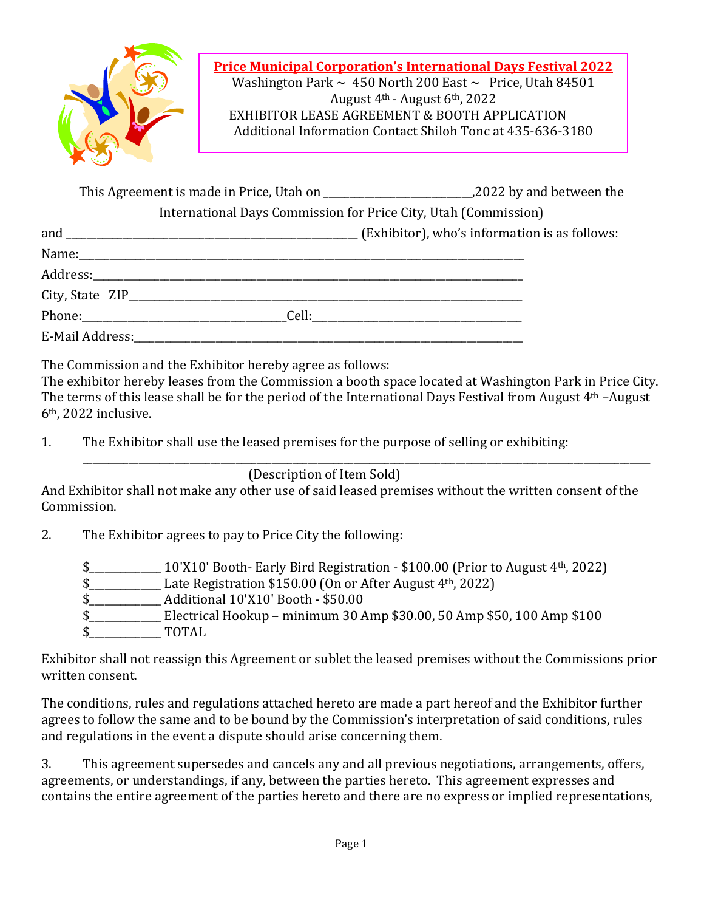**Price Municipal Corporation's International Days Festival 2022**

Washington Park ~ 450 North 200 East ~ Price, Utah 84501
August 4th - August 6th, 2022
EXHIBITOR LEASE AGREEMENT & BOOTH APPLICATION
Additional Information Contact Shiloh Tonc at 435-636-3180

This Agreement is made in Price, Utah on ___________________________,2022 by and between the International Days Commission for Price City, Utah (Commission)

and _______________________________________________________ (Exhibitor), who's information is as follows:

Name:_____________________________________________________________________________________

Address:___________________________________________________________________________________

City, State ZIP_____________________________________________________________________________

Phone:_____________________________________Cell:_______________________________________

E-Mail Address:____________________________________________________________________________

The Commission and the Exhibitor hereby agree as follows:
The exhibitor hereby leases from the Commission a booth space located at Washington Park in Price City. The terms of this lease shall be for the period of the International Days Festival from August 4th –August 6th, 2022 inclusive.

1. The Exhibitor shall use the leased premises for the purpose of selling or exhibiting:
_______________________________________________________________________________________________
(Description of Item Sold)

And Exhibitor shall not make any other use of said leased premises without the written consent of the Commission.

2. The Exhibitor agrees to pay to Price City the following:

$_____________ 10'X10' Booth- Early Bird Registration - $100.00 (Prior to August 4th, 2022)
$_____________ Late Registration $150.00 (On or After August 4th, 2022)
$_____________ Additional 10'X10' Booth - $50.00
$_____________ Electrical Hookup – minimum 30 Amp $30.00, 50 Amp $50, 100 Amp $100
$_____________ TOTAL

Exhibitor shall not reassign this Agreement or sublet the leased premises without the Commissions prior written consent.

The conditions, rules and regulations attached hereto are made a part hereof and the Exhibitor further agrees to follow the same and to be bound by the Commission's interpretation of said conditions, rules and regulations in the event a dispute should arise concerning them.

3. This agreement supersedes and cancels any and all previous negotiations, arrangements, offers, agreements, or understandings, if any, between the parties hereto. This agreement expresses and contains the entire agreement of the parties hereto and there are no express or implied representations,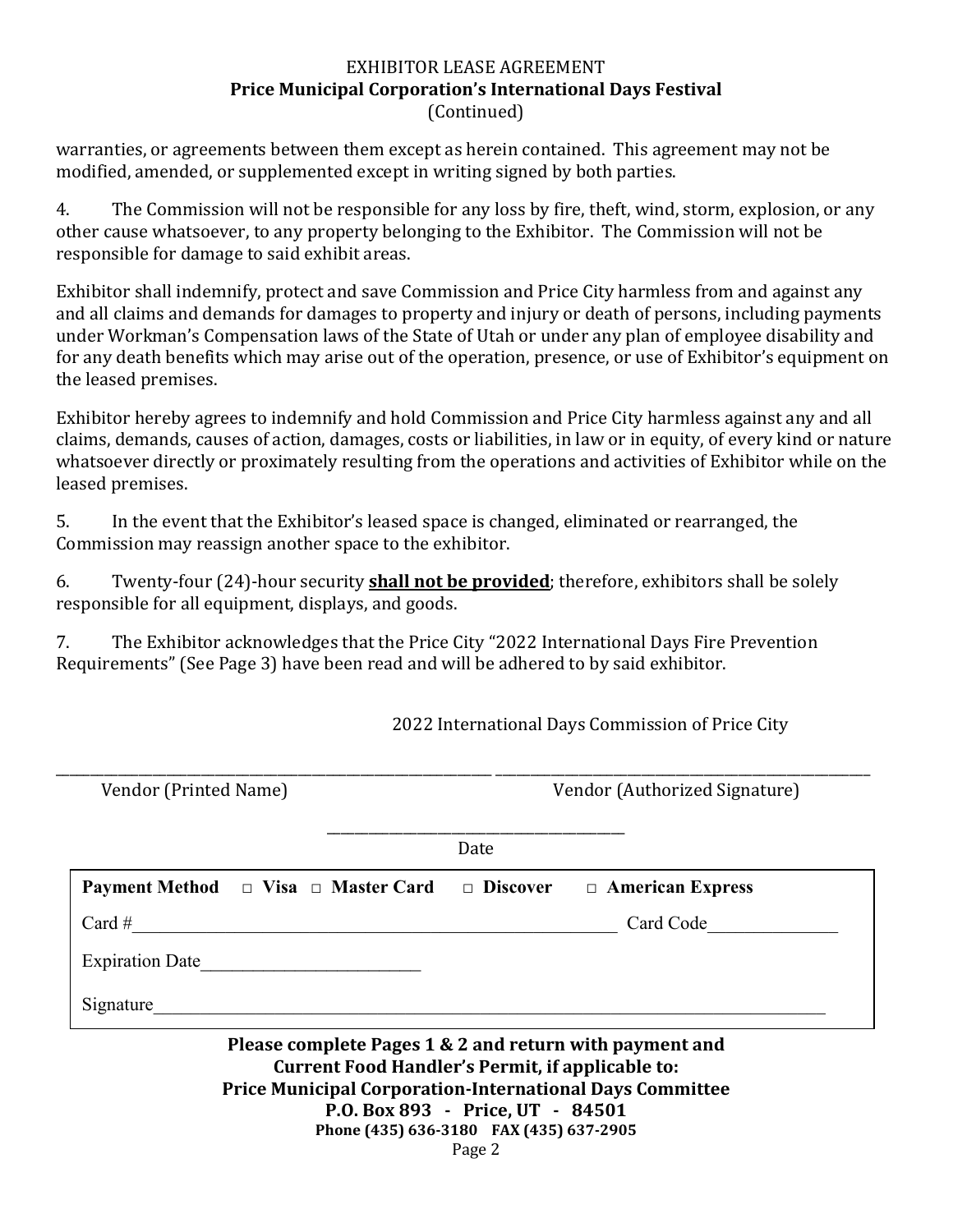EXHIBITOR LEASE AGREEMENT

**Price Municipal Corporation's International Days Festival**

(Continued)

warranties, or agreements between them except as herein contained. This agreement may not be modified, amended, or supplemented except in writing signed by both parties.

4. The Commission will not be responsible for any loss by fire, theft, wind, storm, explosion, or any other cause whatsoever, to any property belonging to the Exhibitor. The Commission will not be responsible for damage to said exhibit areas.

Exhibitor shall indemnify, protect and save Commission and Price City harmless from and against any and all claims and demands for damages to property and injury or death of persons, including payments under Workman's Compensation laws of the State of Utah or under any plan of employee disability and for any death benefits which may arise out of the operation, presence, or use of Exhibitor's equipment on the leased premises.

Exhibitor hereby agrees to indemnify and hold Commission and Price City harmless against any and all claims, demands, causes of action, damages, costs or liabilities, in law or in equity, of every kind or nature whatsoever directly or proximately resulting from the operations and activities of Exhibitor while on the leased premises.

5. In the event that the Exhibitor's leased space is changed, eliminated or rearranged, the Commission may reassign another space to the exhibitor.

6. Twenty-four (24)-hour security **shall not be provided**; therefore, exhibitors shall be solely responsible for all equipment, displays, and goods.

7. The Exhibitor acknowledges that the Price City "2022 International Days Fire Prevention Requirements" (See Page 3) have been read and will be adhered to by said exhibitor.

2022 International Days Commission of Price City

\_\_\_\_\_\_\_\_\_\_\_\_\_\_\_\_\_\_\_\_\_\_\_\_\_\_\_\_\_\_\_\_ \_\_\_\_\_\_\_\_\_\_\_\_\_\_\_\_\_\_\_\_\_\_\_\_\_\_\_\_\_\_\_\_

Vendor (Printed Name) Vendor (Authorized Signature)

\_\_\_\_\_\_\_\_\_\_\_\_\_\_\_\_\_\_\_\_\_\_\_\_

Date

**Payment Method** □ **Visa** □ **Master Card** □ **Discover** □ **American Express**

Card #\_\_\_\_\_\_\_\_\_\_\_\_\_\_\_\_\_\_\_\_\_\_\_\_\_\_\_\_\_\_\_\_\_\_\_\_ Card Code\_\_\_\_\_\_\_\_\_\_\_\_\_\_

Expiration Date\_\_\_\_\_\_\_\_\_\_\_\_\_\_\_\_\_\_\_\_\_\_\_\_

Signature\_\_\_\_\_\_\_\_\_\_\_\_\_\_\_\_\_\_\_\_\_\_\_\_\_\_\_\_\_\_\_\_\_\_\_\_\_\_\_\_\_\_\_\_\_\_\_\_\_\_\_\_

**Please complete Pages 1 & 2 and return with payment and**
**Current Food Handler's Permit, if applicable to:**
**Price Municipal Corporation-International Days Committee**
**P.O. Box 893 - Price, UT - 84501**
**Phone (435) 636-3180 FAX (435) 637-2905**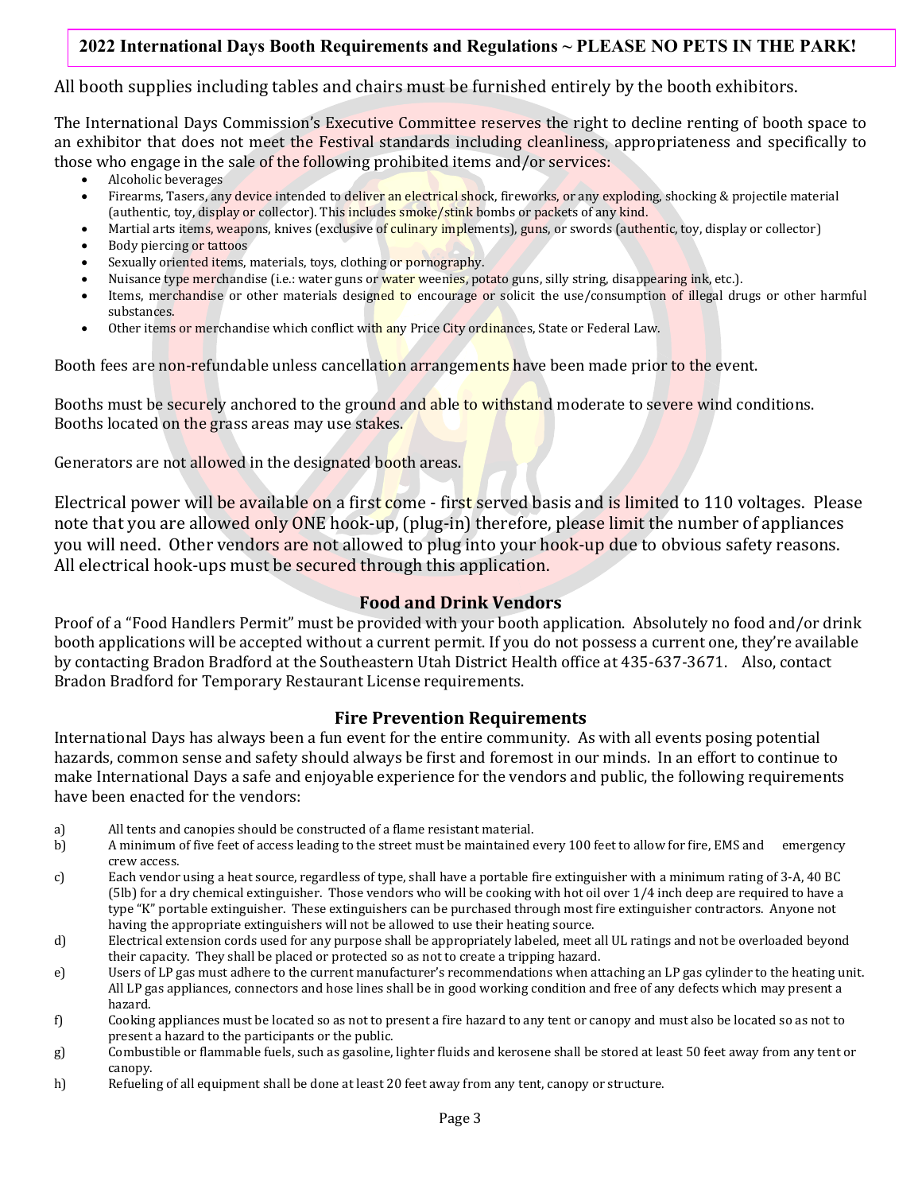## 2022 International Days Booth Requirements and Regulations ~ PLEASE NO PETS IN THE PARK!

All booth supplies including tables and chairs must be furnished entirely by the booth exhibitors.

The International Days Commission's Executive Committee reserves the right to decline renting of booth space to an exhibitor that does not meet the Festival standards including cleanliness, appropriateness and specifically to those who engage in the sale of the following prohibited items and/or services:

- Alcoholic beverages
- Firearms, Tasers, any device intended to deliver an electrical shock, fireworks, or any exploding, shocking & projectile material (authentic, toy, display or collector). This includes smoke/stink bombs or packets of any kind.
- Martial arts items, weapons, knives (exclusive of culinary implements), guns, or swords (authentic, toy, display or collector)
- Body piercing or tattoos
- Sexually oriented items, materials, toys, clothing or pornography.
- Nuisance type merchandise (i.e.: water guns or water weenies, potato guns, silly string, disappearing ink, etc.).
- Items, merchandise or other materials designed to encourage or solicit the use/consumption of illegal drugs or other harmful substances.
- Other items or merchandise which conflict with any Price City ordinances, State or Federal Law.

Booth fees are non-refundable unless cancellation arrangements have been made prior to the event.

Booths must be securely anchored to the ground and able to withstand moderate to severe wind conditions. Booths located on the grass areas may use stakes.

Generators are not allowed in the designated booth areas.

Electrical power will be available on a first come - first served basis and is limited to 110 voltages. Please note that you are allowed only ONE hook-up, (plug-in) therefore, please limit the number of appliances you will need. Other vendors are not allowed to plug into your hook-up due to obvious safety reasons. All electrical hook-ups must be secured through this application.

### Food and Drink Vendors

Proof of a "Food Handlers Permit" must be provided with your booth application. Absolutely no food and/or drink booth applications will be accepted without a current permit. If you do not possess a current one, they're available by contacting Bradon Bradford at the Southeastern Utah District Health office at 435-637-3671. Also, contact Bradon Bradford for Temporary Restaurant License requirements.

### Fire Prevention Requirements

International Days has always been a fun event for the entire community. As with all events posing potential hazards, common sense and safety should always be first and foremost in our minds. In an effort to continue to make International Days a safe and enjoyable experience for the vendors and public, the following requirements have been enacted for the vendors:

a) All tents and canopies should be constructed of a flame resistant material.

b) A minimum of five feet of access leading to the street must be maintained every 100 feet to allow for fire, EMS and emergency crew access.

c) Each vendor using a heat source, regardless of type, shall have a portable fire extinguisher with a minimum rating of 3-A, 40 BC (5lb) for a dry chemical extinguisher. Those vendors who will be cooking with hot oil over 1/4 inch deep are required to have a type "K" portable extinguisher. These extinguishers can be purchased through most fire extinguisher contractors. Anyone not having the appropriate extinguishers will not be allowed to use their heating source.

d) Electrical extension cords used for any purpose shall be appropriately labeled, meet all UL ratings and not be overloaded beyond their capacity. They shall be placed or protected so as not to create a tripping hazard.

e) Users of LP gas must adhere to the current manufacturer's recommendations when attaching an LP gas cylinder to the heating unit. All LP gas appliances, connectors and hose lines shall be in good working condition and free of any defects which may present a hazard.

f) Cooking appliances must be located so as not to present a fire hazard to any tent or canopy and must also be located so as not to present a hazard to the participants or the public.

g) Combustible or flammable fuels, such as gasoline, lighter fluids and kerosene shall be stored at least 50 feet away from any tent or canopy.

h) Refueling of all equipment shall be done at least 20 feet away from any tent, canopy or structure.